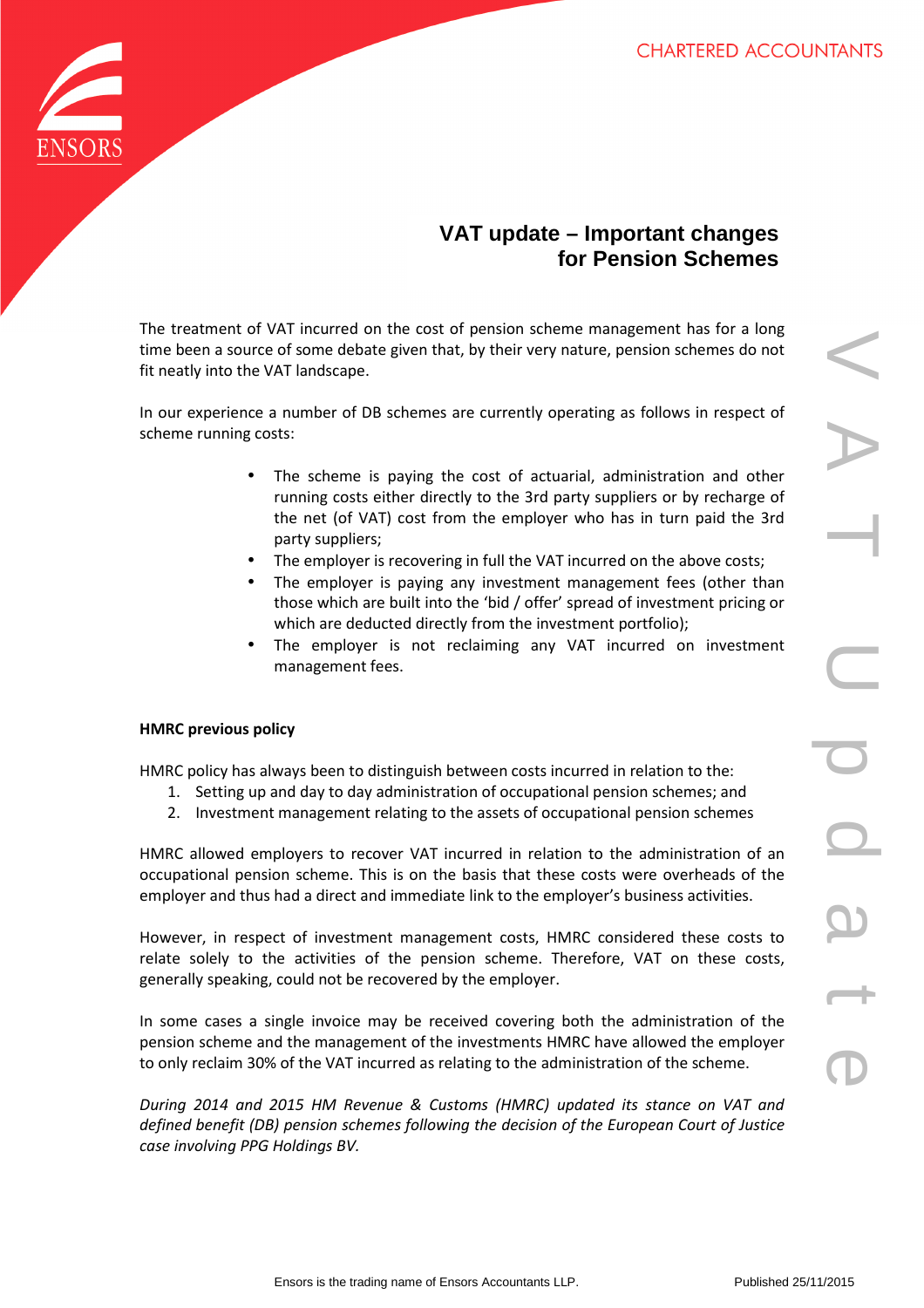# VAT update – Important changes for Pension Schemes

The treatment of VAT incurred on the cost of pension scheme management has for a long time been a source of some debate given that, by their very nature, pension schemes do not fit neatly into the VAT landscape.

In our experience a number of DB schemes are currently operating as follows in respect of scheme running costs:

- The scheme is paying the cost of actuarial, administration and other running costs either directly to the 3rd party suppliers or by recharge of the net (of VAT) cost from the employer who has in turn paid the 3rd party suppliers;
- The employer is recovering in full the VAT incurred on the above costs;
- The employer is paying any investment management fees (other than those which are built into the 'bid / offer' spread of investment pricing or which are deducted directly from the investment portfolio);
- The employer is not reclaiming any VAT incurred on investment management fees.

**HMRC previous policy**

HMRC policy has always been to distinguish between costs incurred in relation to the:

1. Setting up and day to day administration of occupational pension schemes; and
2. Investment management relating to the assets of occupational pension schemes

HMRC allowed employers to recover VAT incurred in relation to the administration of an occupational pension scheme. This is on the basis that these costs were overheads of the employer and thus had a direct and immediate link to the employer's business activities.

However, in respect of investment management costs, HMRC considered these costs to relate solely to the activities of the pension scheme. Therefore, VAT on these costs, generally speaking, could not be recovered by the employer.

In some cases a single invoice may be received covering both the administration of the pension scheme and the management of the investments HMRC have allowed the employer to only reclaim 30% of the VAT incurred as relating to the administration of the scheme.

*During 2014 and 2015 HM Revenue & Customs (HMRC) updated its stance on VAT and defined benefit (DB) pension schemes following the decision of the European Court of Justice case involving PPG Holdings BV.*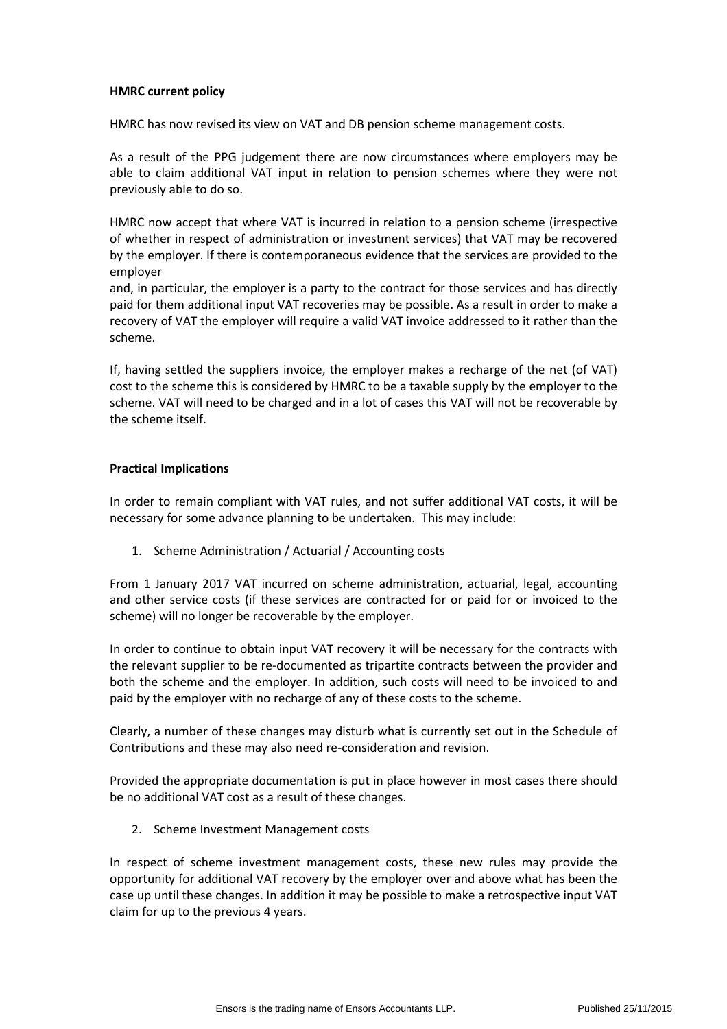**HMRC current policy**

HMRC has now revised its view on VAT and DB pension scheme management costs.

As a result of the PPG judgement there are now circumstances where employers may be able to claim additional VAT input in relation to pension schemes where they were not previously able to do so.

HMRC now accept that where VAT is incurred in relation to a pension scheme (irrespective of whether in respect of administration or investment services) that VAT may be recovered by the employer. If there is contemporaneous evidence that the services are provided to the employer
and, in particular, the employer is a party to the contract for those services and has directly paid for them additional input VAT recoveries may be possible. As a result in order to make a recovery of VAT the employer will require a valid VAT invoice addressed to it rather than the scheme.

If, having settled the suppliers invoice, the employer makes a recharge of the net (of VAT) cost to the scheme this is considered by HMRC to be a taxable supply by the employer to the scheme. VAT will need to be charged and in a lot of cases this VAT will not be recoverable by the scheme itself.

**Practical Implications**

In order to remain compliant with VAT rules, and not suffer additional VAT costs, it will be necessary for some advance planning to be undertaken. This may include:

1. Scheme Administration / Actuarial / Accounting costs

From 1 January 2017 VAT incurred on scheme administration, actuarial, legal, accounting and other service costs (if these services are contracted for or paid for or invoiced to the scheme) will no longer be recoverable by the employer.

In order to continue to obtain input VAT recovery it will be necessary for the contracts with the relevant supplier to be re-documented as tripartite contracts between the provider and both the scheme and the employer. In addition, such costs will need to be invoiced to and paid by the employer with no recharge of any of these costs to the scheme.

Clearly, a number of these changes may disturb what is currently set out in the Schedule of Contributions and these may also need re-consideration and revision.

Provided the appropriate documentation is put in place however in most cases there should be no additional VAT cost as a result of these changes.

2. Scheme Investment Management costs

In respect of scheme investment management costs, these new rules may provide the opportunity for additional VAT recovery by the employer over and above what has been the case up until these changes. In addition it may be possible to make a retrospective input VAT claim for up to the previous 4 years.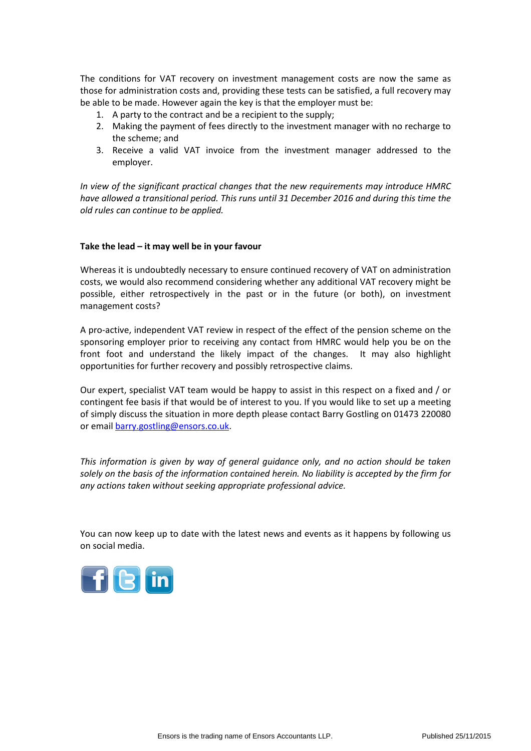The conditions for VAT recovery on investment management costs are now the same as those for administration costs and, providing these tests can be satisfied, a full recovery may be able to be made. However again the key is that the employer must be:

1. A party to the contract and be a recipient to the supply;
2. Making the payment of fees directly to the investment manager with no recharge to the scheme; and
3. Receive a valid VAT invoice from the investment manager addressed to the employer.

*In view of the significant practical changes that the new requirements may introduce HMRC have allowed a transitional period. This runs until 31 December 2016 and during this time the old rules can continue to be applied.*

**Take the lead – it may well be in your favour**

Whereas it is undoubtedly necessary to ensure continued recovery of VAT on administration costs, we would also recommend considering whether any additional VAT recovery might be possible, either retrospectively in the past or in the future (or both), on investment management costs?

A pro-active, independent VAT review in respect of the effect of the pension scheme on the sponsoring employer prior to receiving any contact from HMRC would help you be on the front foot and understand the likely impact of the changes. It may also highlight opportunities for further recovery and possibly retrospective claims.

Our expert, specialist VAT team would be happy to assist in this respect on a fixed and / or contingent fee basis if that would be of interest to you. If you would like to set up a meeting of simply discuss the situation in more depth please contact Barry Gostling on 01473 220080 or email barry.gostling@ensors.co.uk.

*This information is given by way of general guidance only, and no action should be taken solely on the basis of the information contained herein. No liability is accepted by the firm for any actions taken without seeking appropriate professional advice.*

You can now keep up to date with the latest news and events as it happens by following us on social media.

Ensors is the trading name of Ensors Accountants LLP. Published 25/11/2015